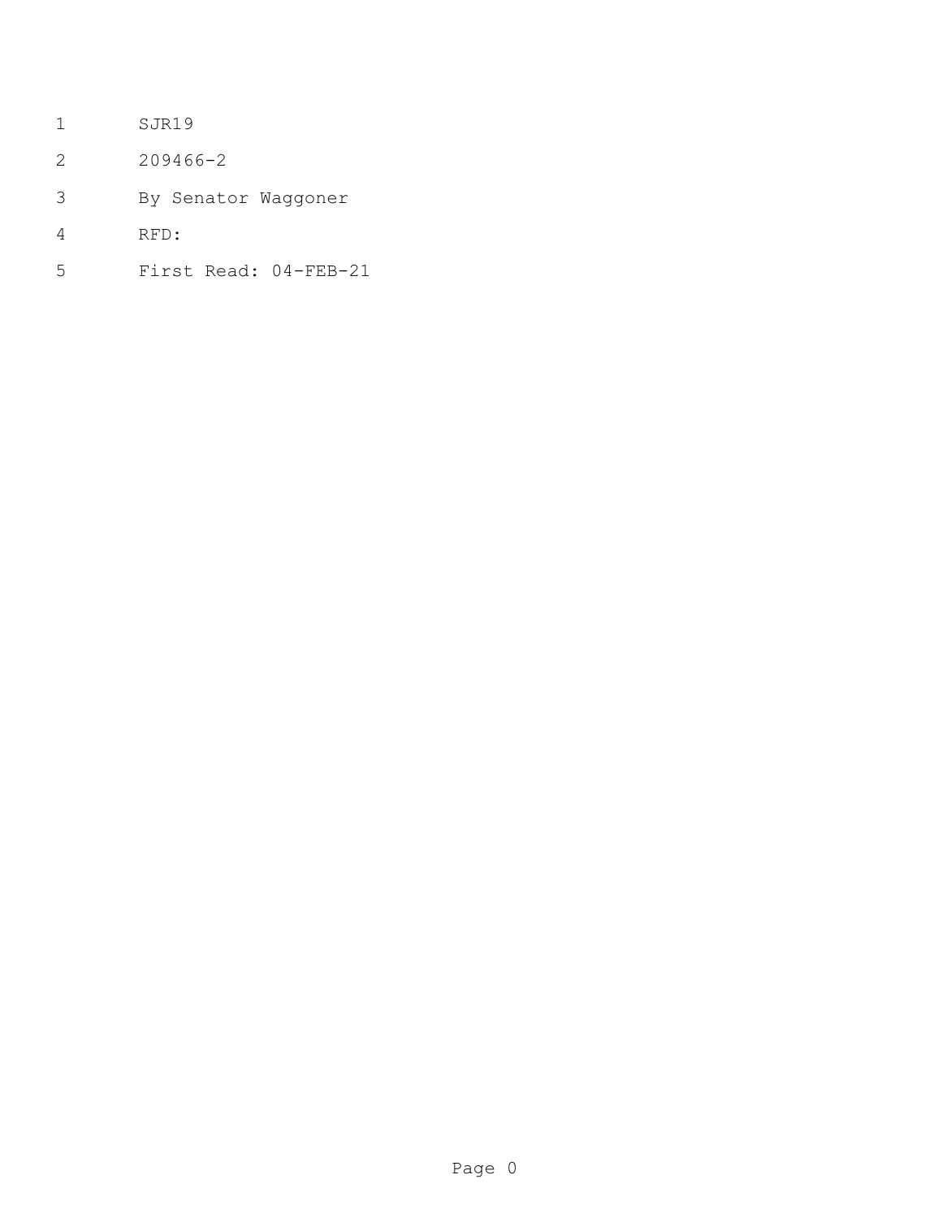SJR19

209466-2

By Senator Waggoner

RFD:

First Read: 04-FEB-21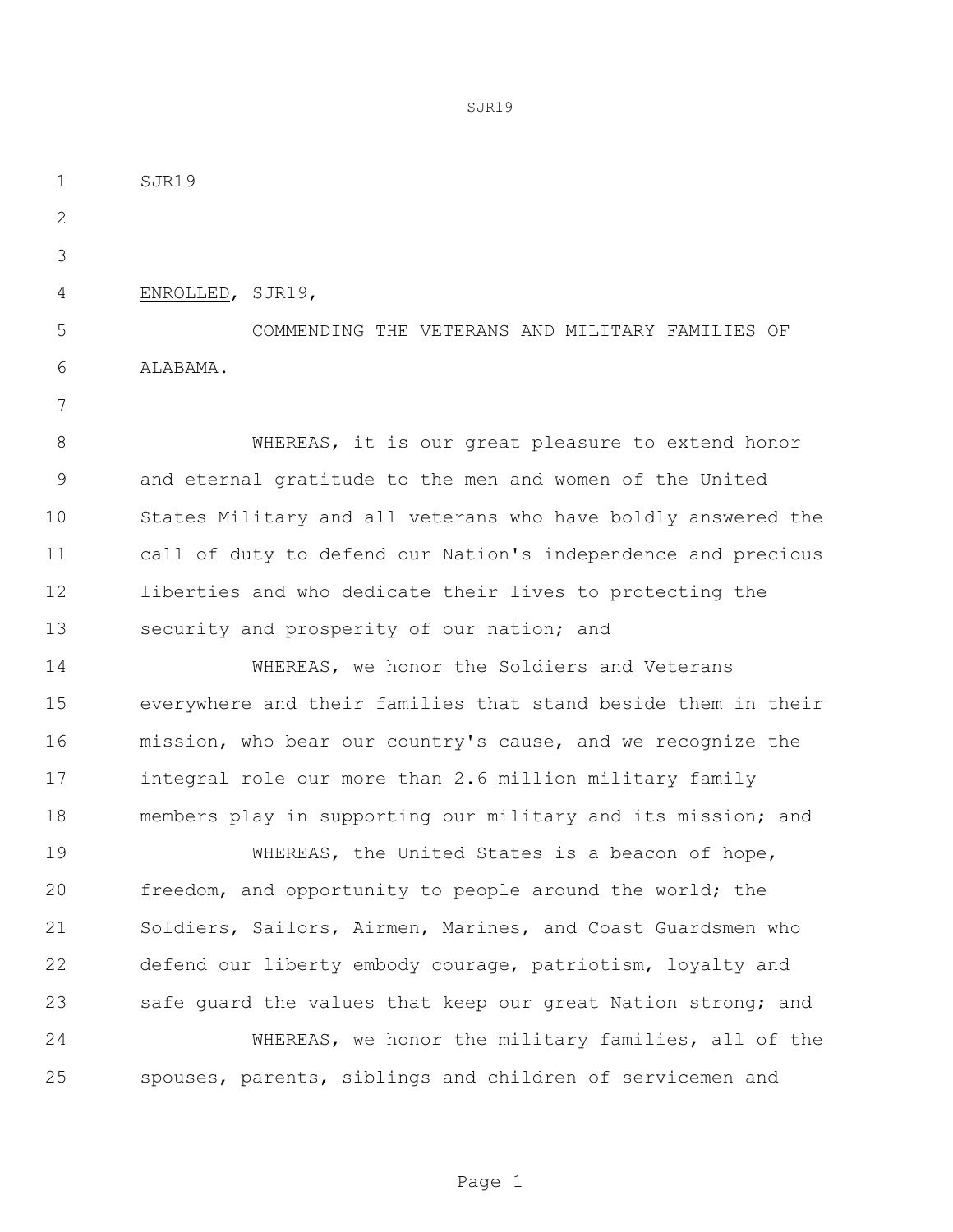SJR19

ENROLLED, SJR19,

COMMENDING THE VETERANS AND MILITARY FAMILIES OF ALABAMA.

WHEREAS, it is our great pleasure to extend honor and eternal gratitude to the men and women of the United States Military and all veterans who have boldly answered the call of duty to defend our Nation's independence and precious liberties and who dedicate their lives to protecting the security and prosperity of our nation; and

WHEREAS, we honor the Soldiers and Veterans everywhere and their families that stand beside them in their mission, who bear our country's cause, and we recognize the integral role our more than 2.6 million military family members play in supporting our military and its mission; and

WHEREAS, the United States is a beacon of hope, freedom, and opportunity to people around the world; the Soldiers, Sailors, Airmen, Marines, and Coast Guardsmen who defend our liberty embody courage, patriotism, loyalty and safe guard the values that keep our great Nation strong; and

WHEREAS, we honor the military families, all of the spouses, parents, siblings and children of servicemen and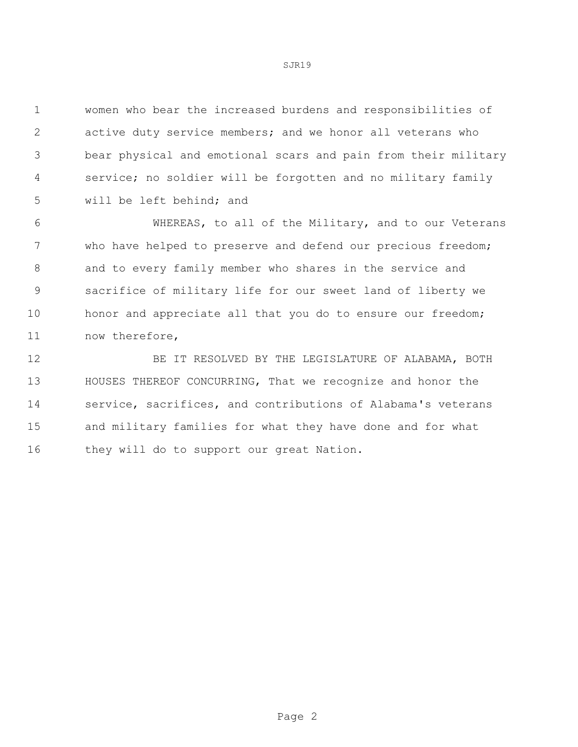women who bear the increased burdens and responsibilities of active duty service members; and we honor all veterans who bear physical and emotional scars and pain from their military service; no soldier will be forgotten and no military family will be left behind; and

WHEREAS, to all of the Military, and to our Veterans who have helped to preserve and defend our precious freedom; and to every family member who shares in the service and sacrifice of military life for our sweet land of liberty we honor and appreciate all that you do to ensure our freedom; now therefore,

BE IT RESOLVED BY THE LEGISLATURE OF ALABAMA, BOTH HOUSES THEREOF CONCURRING, That we recognize and honor the service, sacrifices, and contributions of Alabama's veterans and military families for what they have done and for what they will do to support our great Nation.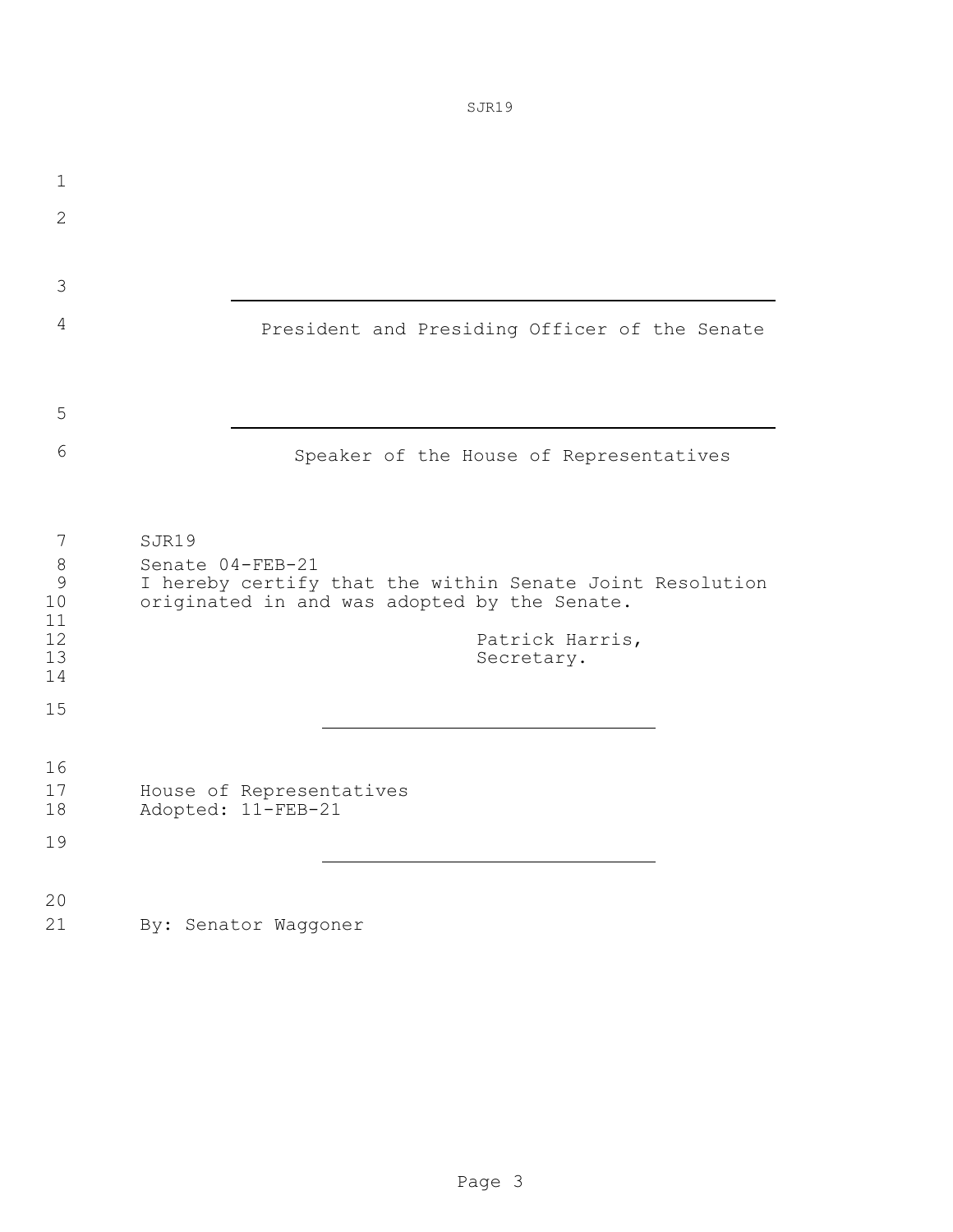\_\_\_\_\_\_\_\_\_\_\_\_\_\_\_\_\_\_\_\_\_\_\_\_\_\_\_\_\_\_\_\_\_\_\_\_\_\_\_\_\_\_\_\_\_\_\_\_

President and Presiding Officer of the Senate

\_\_\_\_\_\_\_\_\_\_\_\_\_\_\_\_\_\_\_\_\_\_\_\_\_\_\_\_\_\_\_\_\_\_\_\_\_\_\_\_\_\_\_\_\_\_\_\_

Speaker of the House of Representatives

SJR19

Senate 04-FEB-21

I hereby certify that the within Senate Joint Resolution originated in and was adopted by the Senate.

Patrick Harris,
Secretary.

\_\_\_\_\_\_\_\_\_\_\_\_\_\_\_\_\_\_\_\_\_\_\_\_\_\_\_\_\_\_\_\_

House of Representatives
Adopted: 11-FEB-21

\_\_\_\_\_\_\_\_\_\_\_\_\_\_\_\_\_\_\_\_\_\_\_\_\_\_\_\_\_\_\_\_

By: Senator Waggoner